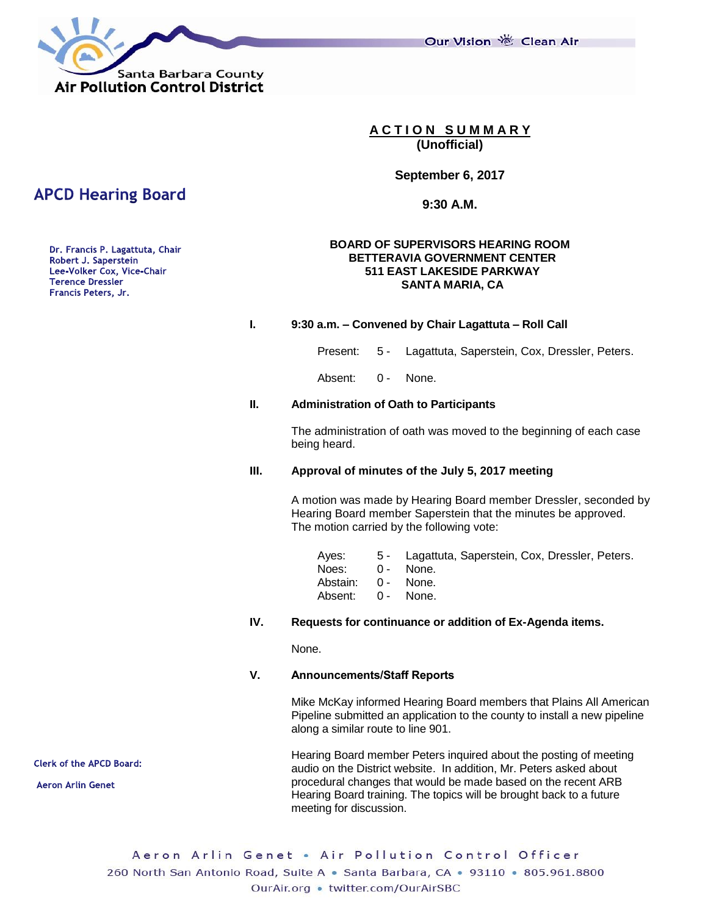Santa Barbara County
Air Pollution Control District

Our Vision Clean Air

# ACTION SUMMARY
**(Unofficial)**

**September 6, 2017**

**9:30 A.M.**

## APCD Hearing Board

Dr. Francis P. Lagattuta, Chair
Robert J. Saperstein
Lee-Volker Cox, Vice-Chair
Terence Dressler
Francis Peters, Jr.

**BOARD OF SUPERVISORS HEARING ROOM**
**BETTERAVIA GOVERNMENT CENTER**
**511 EAST LAKESIDE PARKWAY**
**SANTA MARIA, CA**

**I. 9:30 a.m. – Convened by Chair Lagattuta – Roll Call**

Present: 5 - Lagattuta, Saperstein, Cox, Dressler, Peters.

Absent: 0 - None.

**II. Administration of Oath to Participants**

The administration of oath was moved to the beginning of each case being heard.

**III. Approval of minutes of the July 5, 2017 meeting**

A motion was made by Hearing Board member Dressler, seconded by Hearing Board member Saperstein that the minutes be approved. The motion carried by the following vote:

Ayes: 5 - Lagattuta, Saperstein, Cox, Dressler, Peters.
Noes: 0 - None.
Abstain: 0 - None.
Absent: 0 - None.

**IV. Requests for continuance or addition of Ex-Agenda items.**

None.

**V. Announcements/Staff Reports**

Mike McKay informed Hearing Board members that Plains All American Pipeline submitted an application to the county to install a new pipeline along a similar route to line 901.

Hearing Board member Peters inquired about the posting of meeting audio on the District website. In addition, Mr. Peters asked about procedural changes that would be made based on the recent ARB Hearing Board training. The topics will be brought back to a future meeting for discussion.

Clerk of the APCD Board:

Aeron Arlin Genet

Aeron Arlin Genet • Air Pollution Control Officer
260 North San Antonio Road, Suite A • Santa Barbara, CA • 93110 • 805.961.8800
OurAir.org • twitter.com/OurAirSBC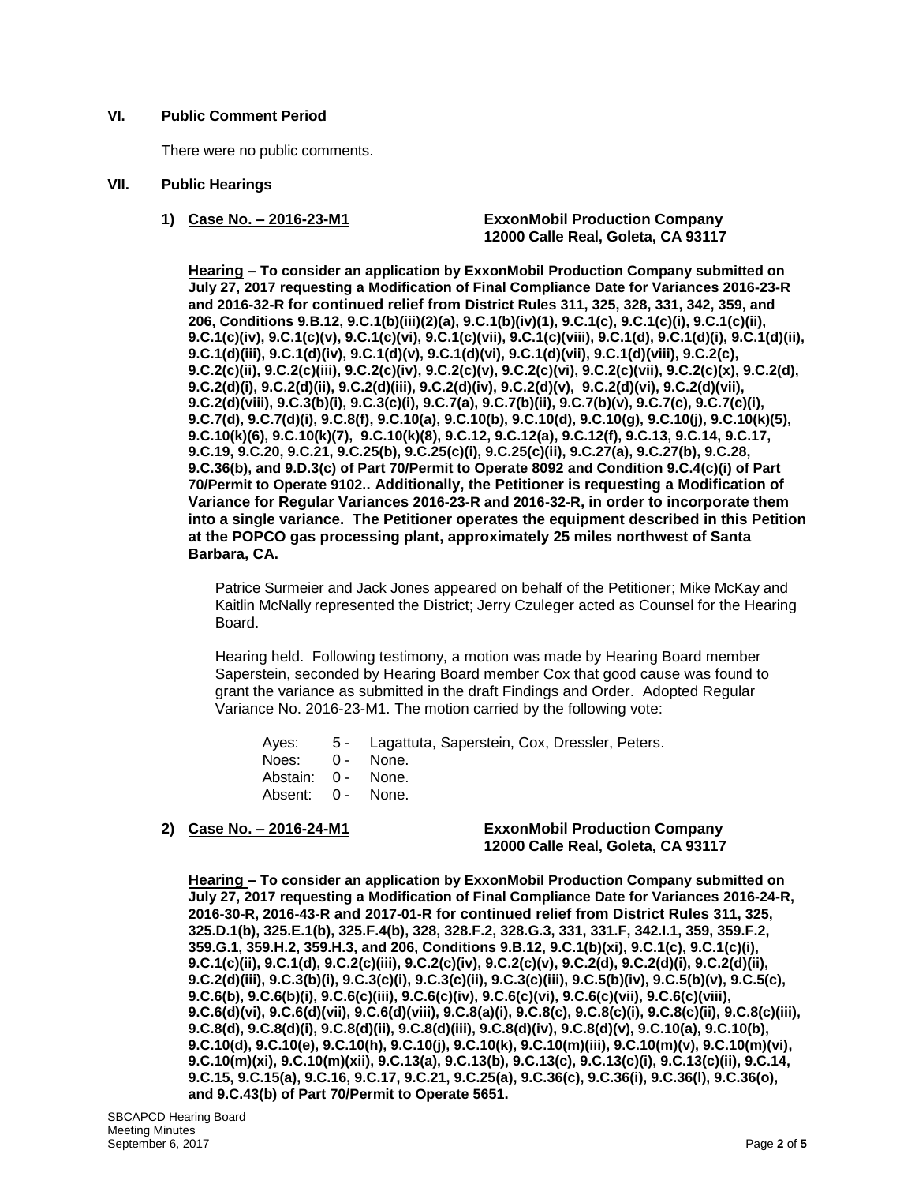## VI. Public Comment Period

There were no public comments.

## VII. Public Hearings

### 1) Case No. – 2016-23-M1 — ExxonMobil Production Company, 12000 Calle Real, Goleta, CA 93117

**Hearing – To consider an application by ExxonMobil Production Company submitted on July 27, 2017 requesting a Modification of Final Compliance Date for Variances 2016-23-R and 2016-32-R for continued relief from District Rules 311, 325, 328, 331, 342, 359, and 206, Conditions 9.B.12, 9.C.1(b)(iii)(2)(a), 9.C.1(b)(iv)(1), 9.C.1(c), 9.C.1(c)(i), 9.C.1(c)(ii), 9.C.1(c)(iv), 9.C.1(c)(v), 9.C.1(c)(vi), 9.C.1(c)(vii), 9.C.1(c)(viii), 9.C.1(d), 9.C.1(d)(i), 9.C.1(d)(ii), 9.C.1(d)(iii), 9.C.1(d)(iv), 9.C.1(d)(v), 9.C.1(d)(vi), 9.C.1(d)(vii), 9.C.1(d)(viii), 9.C.2(c), 9.C.2(c)(ii), 9.C.2(c)(iii), 9.C.2(c)(iv), 9.C.2(c)(v), 9.C.2(c)(vi), 9.C.2(c)(vii), 9.C.2(c)(x), 9.C.2(d), 9.C.2(d)(i), 9.C.2(d)(ii), 9.C.2(d)(iii), 9.C.2(d)(iv), 9.C.2(d)(v), 9.C.2(d)(vi), 9.C.2(d)(vii), 9.C.2(d)(viii), 9.C.3(b)(i), 9.C.3(c)(i), 9.C.7(a), 9.C.7(b)(ii), 9.C.7(b)(v), 9.C.7(c), 9.C.7(c)(i), 9.C.7(d), 9.C.7(d)(i), 9.C.8(f), 9.C.10(a), 9.C.10(b), 9.C.10(d), 9.C.10(g), 9.C.10(j), 9.C.10(k)(5), 9.C.10(k)(6), 9.C.10(k)(7), 9.C.10(k)(8), 9.C.12, 9.C.12(a), 9.C.12(f), 9.C.13, 9.C.14, 9.C.17, 9.C.19, 9.C.20, 9.C.21, 9.C.25(b), 9.C.25(c)(i), 9.C.25(c)(ii), 9.C.27(a), 9.C.27(b), 9.C.28, 9.C.36(b), and 9.D.3(c) of Part 70/Permit to Operate 8092 and Condition 9.C.4(c)(i) of Part 70/Permit to Operate 9102.. Additionally, the Petitioner is requesting a Modification of Variance for Regular Variances 2016-23-R and 2016-32-R, in order to incorporate them into a single variance. The Petitioner operates the equipment described in this Petition at the POPCO gas processing plant, approximately 25 miles northwest of Santa Barbara, CA.**

Patrice Surmeier and Jack Jones appeared on behalf of the Petitioner; Mike McKay and Kaitlin McNally represented the District; Jerry Czuleger acted as Counsel for the Hearing Board.

Hearing held. Following testimony, a motion was made by Hearing Board member Saperstein, seconded by Hearing Board member Cox that good cause was found to grant the variance as submitted in the draft Findings and Order. Adopted Regular Variance No. 2016-23-M1. The motion carried by the following vote:

Ayes: 5 - Lagattuta, Saperstein, Cox, Dressler, Peters.
Noes: 0 - None.
Abstain: 0 - None.
Absent: 0 - None.

### 2) Case No. – 2016-24-M1 — ExxonMobil Production Company, 12000 Calle Real, Goleta, CA 93117

**Hearing – To consider an application by ExxonMobil Production Company submitted on July 27, 2017 requesting a Modification of Final Compliance Date for Variances 2016-24-R, 2016-30-R, 2016-43-R and 2017-01-R for continued relief from District Rules 311, 325, 325.D.1(b), 325.E.1(b), 325.F.4(b), 328, 328.F.2, 328.G.3, 331, 331.F, 342.I.1, 359, 359.F.2, 359.G.1, 359.H.2, 359.H.3, and 206, Conditions 9.B.12, 9.C.1(b)(xi), 9.C.1(c), 9.C.1(c)(i), 9.C.1(c)(ii), 9.C.1(d), 9.C.2(c)(iii), 9.C.2(c)(iv), 9.C.2(c)(v), 9.C.2(d), 9.C.2(d)(i), 9.C.2(d)(ii), 9.C.2(d)(iii), 9.C.3(b)(i), 9.C.3(c)(i), 9.C.3(c)(ii), 9.C.3(c)(iii), 9.C.5(b)(iv), 9.C.5(b)(v), 9.C.5(c), 9.C.6(b), 9.C.6(b)(i), 9.C.6(c)(iii), 9.C.6(c)(iv), 9.C.6(c)(vi), 9.C.6(c)(vii), 9.C.6(c)(viii), 9.C.6(d)(vi), 9.C.6(d)(vii), 9.C.6(d)(viii), 9.C.8(a)(i), 9.C.8(c), 9.C.8(c)(i), 9.C.8(c)(ii), 9.C.8(c)(iii), 9.C.8(d), 9.C.8(d)(i), 9.C.8(d)(ii), 9.C.8(d)(iii), 9.C.8(d)(iv), 9.C.8(d)(v), 9.C.10(a), 9.C.10(b), 9.C.10(d), 9.C.10(e), 9.C.10(h), 9.C.10(j), 9.C.10(k), 9.C.10(m)(iii), 9.C.10(m)(v), 9.C.10(m)(vi), 9.C.10(m)(xi), 9.C.10(m)(xii), 9.C.13(a), 9.C.13(b), 9.C.13(c), 9.C.13(c)(i), 9.C.13(c)(ii), 9.C.14, 9.C.15, 9.C.15(a), 9.C.16, 9.C.17, 9.C.21, 9.C.25(a), 9.C.36(c), 9.C.36(i), 9.C.36(l), 9.C.36(o), and 9.C.43(b) of Part 70/Permit to Operate 5651.**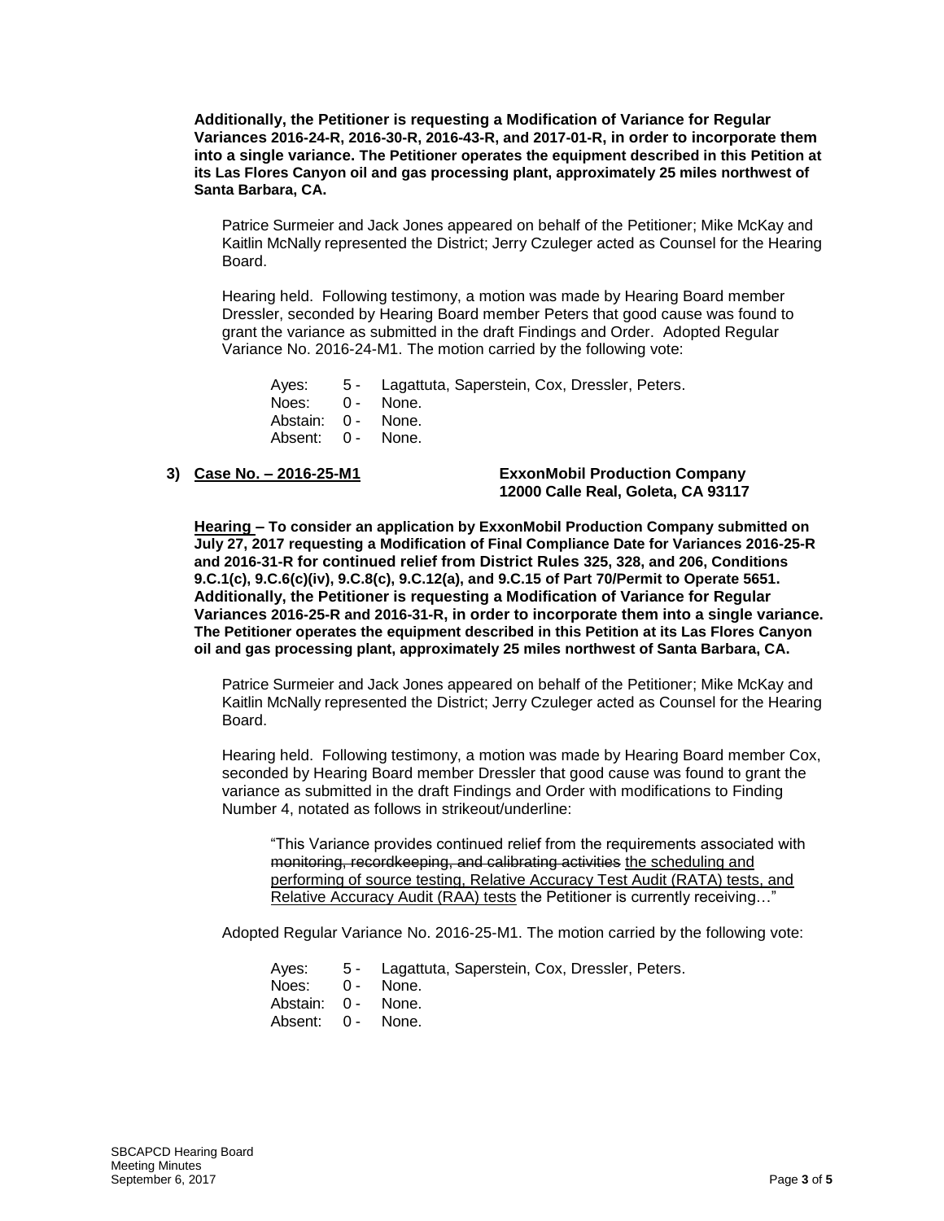**Additionally, the Petitioner is requesting a Modification of Variance for Regular Variances 2016-24-R, 2016-30-R, 2016-43-R, and 2017-01-R, in order to incorporate them into a single variance. The Petitioner operates the equipment described in this Petition at its Las Flores Canyon oil and gas processing plant, approximately 25 miles northwest of Santa Barbara, CA.**

Patrice Surmeier and Jack Jones appeared on behalf of the Petitioner; Mike McKay and Kaitlin McNally represented the District; Jerry Czuleger acted as Counsel for the Hearing Board.

Hearing held. Following testimony, a motion was made by Hearing Board member Dressler, seconded by Hearing Board member Peters that good cause was found to grant the variance as submitted in the draft Findings and Order. Adopted Regular Variance No. 2016-24-M1. The motion carried by the following vote:

Ayes: 5 - Lagattuta, Saperstein, Cox, Dressler, Peters.
Noes: 0 - None.
Abstain: 0 - None.
Absent: 0 - None.

**3) Case No. – 2016-25-M1** **ExxonMobil Production Company 12000 Calle Real, Goleta, CA 93117**

**Hearing – To consider an application by ExxonMobil Production Company submitted on July 27, 2017 requesting a Modification of Final Compliance Date for Variances 2016-25-R and 2016-31-R for continued relief from District Rules 325, 328, and 206, Conditions 9.C.1(c), 9.C.6(c)(iv), 9.C.8(c), 9.C.12(a), and 9.C.15 of Part 70/Permit to Operate 5651. Additionally, the Petitioner is requesting a Modification of Variance for Regular Variances 2016-25-R and 2016-31-R, in order to incorporate them into a single variance. The Petitioner operates the equipment described in this Petition at its Las Flores Canyon oil and gas processing plant, approximately 25 miles northwest of Santa Barbara, CA.**

Patrice Surmeier and Jack Jones appeared on behalf of the Petitioner; Mike McKay and Kaitlin McNally represented the District; Jerry Czuleger acted as Counsel for the Hearing Board.

Hearing held. Following testimony, a motion was made by Hearing Board member Cox, seconded by Hearing Board member Dressler that good cause was found to grant the variance as submitted in the draft Findings and Order with modifications to Finding Number 4, notated as follows in strikeout/underline:

> "This Variance provides continued relief from the requirements associated with ~~monitoring, recordkeeping, and calibrating activities~~ <u>the scheduling and performing of source testing, Relative Accuracy Test Audit (RATA) tests, and Relative Accuracy Audit (RAA) tests</u> the Petitioner is currently receiving…"

Adopted Regular Variance No. 2016-25-M1. The motion carried by the following vote:

Ayes: 5 - Lagattuta, Saperstein, Cox, Dressler, Peters.
Noes: 0 - None.
Abstain: 0 - None.
Absent: 0 - None.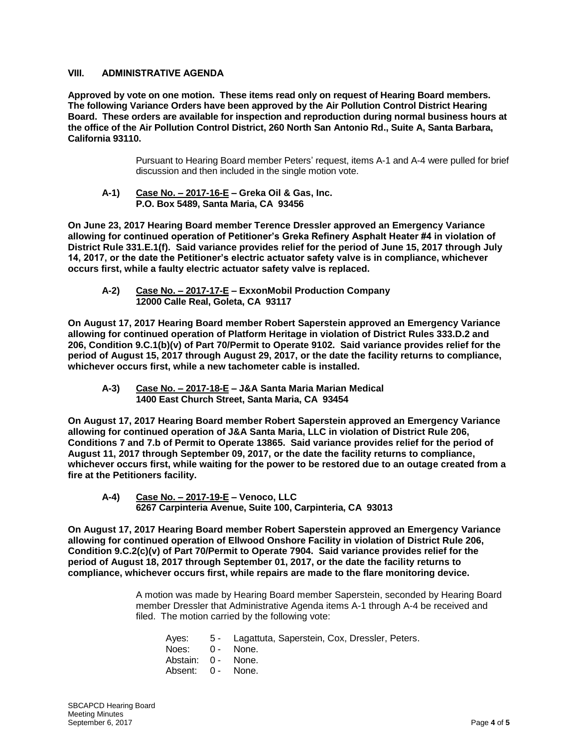## VIII. ADMINISTRATIVE AGENDA

**Approved by vote on one motion. These items read only on request of Hearing Board members. The following Variance Orders have been approved by the Air Pollution Control District Hearing Board. These orders are available for inspection and reproduction during normal business hours at the office of the Air Pollution Control District, 260 North San Antonio Rd., Suite A, Santa Barbara, California 93110.**

Pursuant to Hearing Board member Peters' request, items A-1 and A-4 were pulled for brief discussion and then included in the single motion vote.

**A-1) Case No. – 2017-16-E – Greka Oil & Gas, Inc.**
**P.O. Box 5489, Santa Maria, CA 93456**

**On June 23, 2017 Hearing Board member Terence Dressler approved an Emergency Variance allowing for continued operation of Petitioner's Greka Refinery Asphalt Heater #4 in violation of District Rule 331.E.1(f). Said variance provides relief for the period of June 15, 2017 through July 14, 2017, or the date the Petitioner's electric actuator safety valve is in compliance, whichever occurs first, while a faulty electric actuator safety valve is replaced.**

**A-2) Case No. – 2017-17-E – ExxonMobil Production Company**
**12000 Calle Real, Goleta, CA 93117**

**On August 17, 2017 Hearing Board member Robert Saperstein approved an Emergency Variance allowing for continued operation of Platform Heritage in violation of District Rules 333.D.2 and 206, Condition 9.C.1(b)(v) of Part 70/Permit to Operate 9102. Said variance provides relief for the period of August 15, 2017 through August 29, 2017, or the date the facility returns to compliance, whichever occurs first, while a new tachometer cable is installed.**

**A-3) Case No. – 2017-18-E – J&A Santa Maria Marian Medical**
**1400 East Church Street, Santa Maria, CA 93454**

**On August 17, 2017 Hearing Board member Robert Saperstein approved an Emergency Variance allowing for continued operation of J&A Santa Maria, LLC in violation of District Rule 206, Conditions 7 and 7.b of Permit to Operate 13865. Said variance provides relief for the period of August 11, 2017 through September 09, 2017, or the date the facility returns to compliance, whichever occurs first, while waiting for the power to be restored due to an outage created from a fire at the Petitioners facility.**

**A-4) Case No. – 2017-19-E – Venoco, LLC**
**6267 Carpinteria Avenue, Suite 100, Carpinteria, CA 93013**

**On August 17, 2017 Hearing Board member Robert Saperstein approved an Emergency Variance allowing for continued operation of Ellwood Onshore Facility in violation of District Rule 206, Condition 9.C.2(c)(v) of Part 70/Permit to Operate 7904. Said variance provides relief for the period of August 18, 2017 through September 01, 2017, or the date the facility returns to compliance, whichever occurs first, while repairs are made to the flare monitoring device.**

A motion was made by Hearing Board member Saperstein, seconded by Hearing Board member Dressler that Administrative Agenda items A-1 through A-4 be received and filed. The motion carried by the following vote:

Ayes: 5 - Lagattuta, Saperstein, Cox, Dressler, Peters.
Noes: 0 - None.
Abstain: 0 - None.
Absent: 0 - None.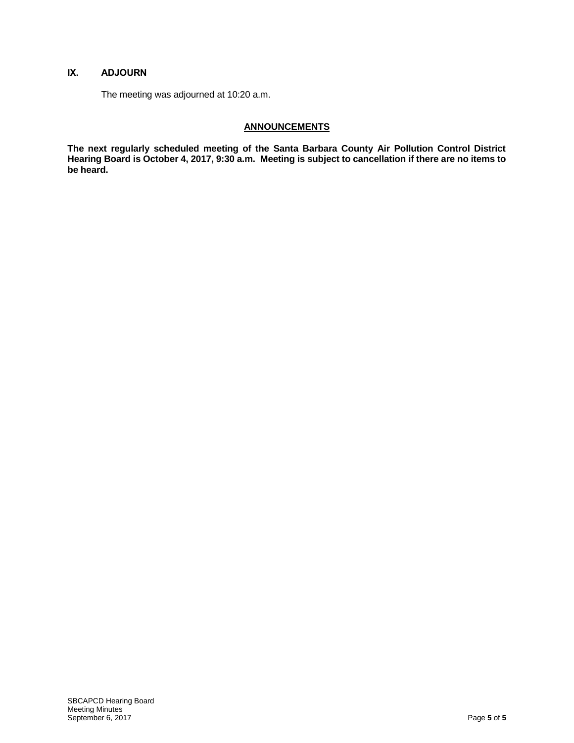## IX. ADJOURN

The meeting was adjourned at 10:20 a.m.

**ANNOUNCEMENTS**

**The next regularly scheduled meeting of the Santa Barbara County Air Pollution Control District Hearing Board is October 4, 2017, 9:30 a.m. Meeting is subject to cancellation if there are no items to be heard.**